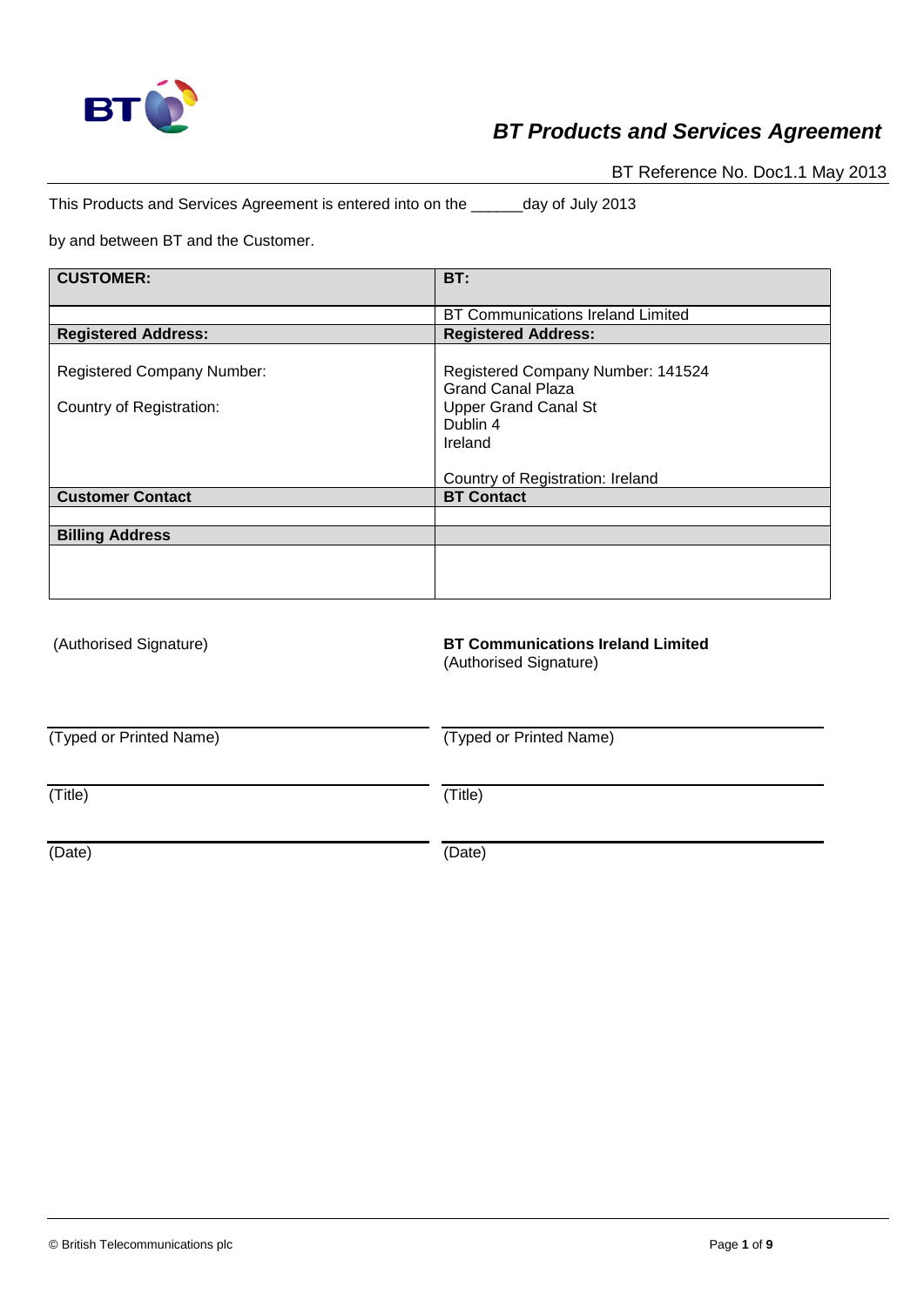# *BT Products and Services Agreement*

BT Reference No. Doc1.1 May 2013

This Products and Services Agreement is entered into on the ______day of July 2013

by and between BT and the Customer.

| **CUSTOMER:** | **BT:** |
|---|---|
| | BT Communications Ireland Limited |
| **Registered Address:** | **Registered Address:** |
| Registered Company Number:<br><br>Country of Registration: | Registered Company Number: 141524<br>Grand Canal Plaza<br>Upper Grand Canal St<br>Dublin 4<br>Ireland<br><br>Country of Registration: Ireland |
| **Customer Contact** | **BT Contact** |
| | |
| **Billing Address** | |
| | |

| | |
|---|---|
| (Authorised Signature) | **BT Communications Ireland Limited**<br>(Authorised Signature) |
| (Typed or Printed Name) | (Typed or Printed Name) |
| (Title) | (Title) |
| (Date) | (Date) |

© British Telecommunications plc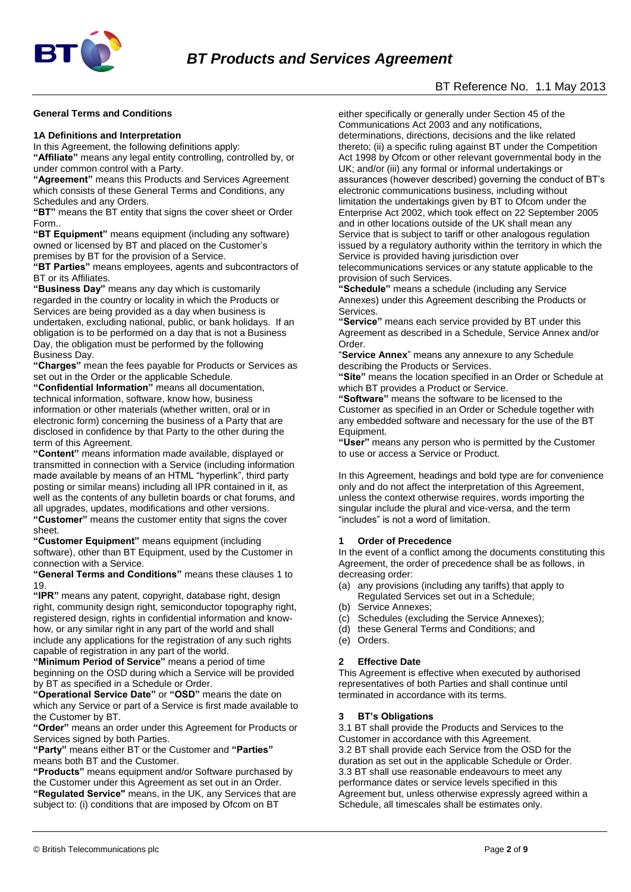## General Terms and Conditions

### 1A Definitions and Interpretation

In this Agreement, the following definitions apply:

**"Affiliate"** means any legal entity controlling, controlled by, or under common control with a Party.

**"Agreement"** means this Products and Services Agreement which consists of these General Terms and Conditions, any Schedules and any Orders.

**"BT"** means the BT entity that signs the cover sheet or Order Form..

**"BT Equipment"** means equipment (including any software) owned or licensed by BT and placed on the Customer's premises by BT for the provision of a Service.

**"BT Parties"** means employees, agents and subcontractors of BT or its Affiliates.

**"Business Day"** means any day which is customarily regarded in the country or locality in which the Products or Services are being provided as a day when business is undertaken, excluding national, public, or bank holidays. If an obligation is to be performed on a day that is not a Business Day, the obligation must be performed by the following Business Day.

**"Charges"** mean the fees payable for Products or Services as set out in the Order or the applicable Schedule.

**"Confidential Information"** means all documentation, technical information, software, know how, business information or other materials (whether written, oral or in electronic form) concerning the business of a Party that are disclosed in confidence by that Party to the other during the term of this Agreement.

**"Content"** means information made available, displayed or transmitted in connection with a Service (including information made available by means of an HTML "hyperlink", third party posting or similar means) including all IPR contained in it, as well as the contents of any bulletin boards or chat forums, and all upgrades, updates, modifications and other versions.

**"Customer"** means the customer entity that signs the cover sheet.

**"Customer Equipment"** means equipment (including software), other than BT Equipment, used by the Customer in connection with a Service.

**"General Terms and Conditions"** means these clauses 1 to 19.

**"IPR"** means any patent, copyright, database right, design right, community design right, semiconductor topography right, registered design, rights in confidential information and know-how, or any similar right in any part of the world and shall include any applications for the registration of any such rights capable of registration in any part of the world.

**"Minimum Period of Service"** means a period of time beginning on the OSD during which a Service will be provided by BT as specified in a Schedule or Order.

**"Operational Service Date"** or **"OSD"** means the date on which any Service or part of a Service is first made available to the Customer by BT.

**"Order"** means an order under this Agreement for Products or Services signed by both Parties.

**"Party"** means either BT or the Customer and **"Parties"** means both BT and the Customer.

**"Products"** means equipment and/or Software purchased by the Customer under this Agreement as set out in an Order.

**"Regulated Service"** means, in the UK, any Services that are subject to: (i) conditions that are imposed by Ofcom on BT either specifically or generally under Section 45 of the Communications Act 2003 and any notifications, determinations, directions, decisions and the like related thereto; (ii) a specific ruling against BT under the Competition Act 1998 by Ofcom or other relevant governmental body in the UK; and/or (iii) any formal or informal undertakings or assurances (however described) governing the conduct of BT's electronic communications business, including without limitation the undertakings given by BT to Ofcom under the Enterprise Act 2002, which took effect on 22 September 2005 and in other locations outside of the UK shall mean any Service that is subject to tariff or other analogous regulation issued by a regulatory authority within the territory in which the Service is provided having jurisdiction over telecommunications services or any statute applicable to the provision of such Services.

**"Schedule"** means a schedule (including any Service Annexes) under this Agreement describing the Products or Services.

**"Service"** means each service provided by BT under this Agreement as described in a Schedule, Service Annex and/or Order.

"**Service Annex**" means any annexure to any Schedule describing the Products or Services.

**"Site"** means the location specified in an Order or Schedule at which BT provides a Product or Service.

**"Software"** means the software to be licensed to the Customer as specified in an Order or Schedule together with any embedded software and necessary for the use of the BT Equipment.

**"User"** means any person who is permitted by the Customer to use or access a Service or Product.

In this Agreement, headings and bold type are for convenience only and do not affect the interpretation of this Agreement, unless the context otherwise requires, words importing the singular include the plural and vice-versa, and the term "includes" is not a word of limitation.

### 1 Order of Precedence

In the event of a conflict among the documents constituting this Agreement, the order of precedence shall be as follows, in decreasing order:

(a) any provisions (including any tariffs) that apply to Regulated Services set out in a Schedule;
(b) Service Annexes;
(c) Schedules (excluding the Service Annexes);
(d) these General Terms and Conditions; and
(e) Orders.

### 2 Effective Date

This Agreement is effective when executed by authorised representatives of both Parties and shall continue until terminated in accordance with its terms.

### 3 BT's Obligations

3.1 BT shall provide the Products and Services to the Customer in accordance with this Agreement.

3.2 BT shall provide each Service from the OSD for the duration as set out in the applicable Schedule or Order.

3.3 BT shall use reasonable endeavours to meet any performance dates or service levels specified in this Agreement but, unless otherwise expressly agreed within a Schedule, all timescales shall be estimates only.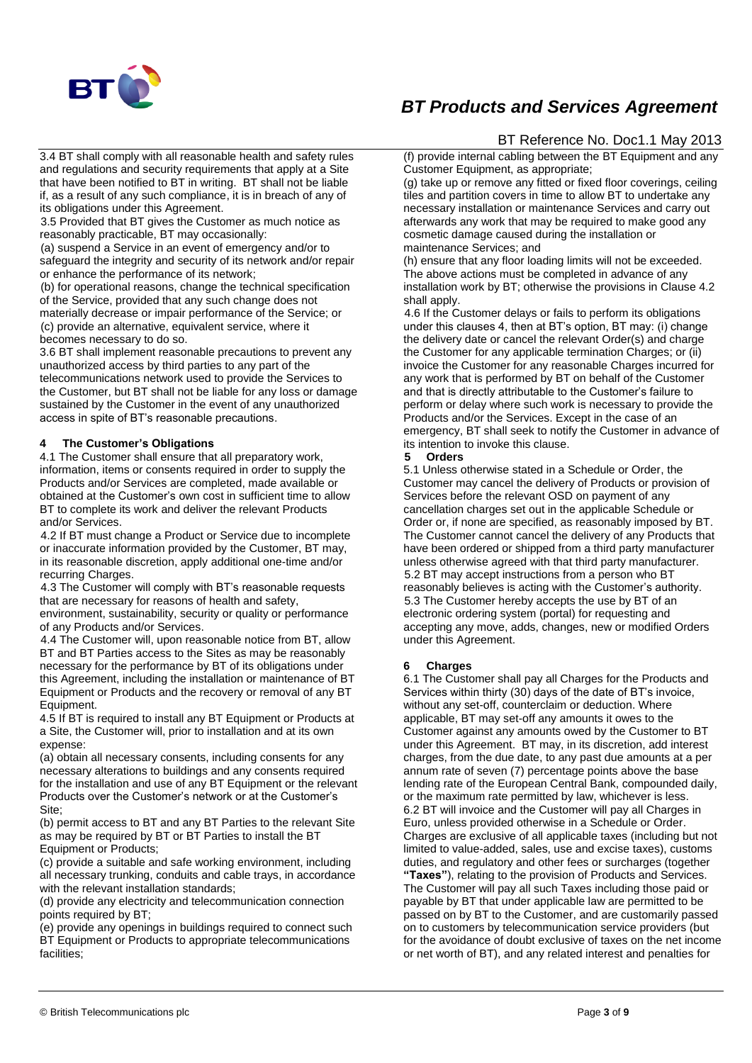3.4 BT shall comply with all reasonable health and safety rules and regulations and security requirements that apply at a Site that have been notified to BT in writing. BT shall not be liable if, as a result of any such compliance, it is in breach of any of its obligations under this Agreement.

3.5 Provided that BT gives the Customer as much notice as reasonably practicable, BT may occasionally:

(a) suspend a Service in an event of emergency and/or to safeguard the integrity and security of its network and/or repair or enhance the performance of its network;

(b) for operational reasons, change the technical specification of the Service, provided that any such change does not materially decrease or impair performance of the Service; or

(c) provide an alternative, equivalent service, where it becomes necessary to do so.

3.6 BT shall implement reasonable precautions to prevent any unauthorized access by third parties to any part of the telecommunications network used to provide the Services to the Customer, but BT shall not be liable for any loss or damage sustained by the Customer in the event of any unauthorized access in spite of BT's reasonable precautions.

## 4 The Customer's Obligations

4.1 The Customer shall ensure that all preparatory work, information, items or consents required in order to supply the Products and/or Services are completed, made available or obtained at the Customer's own cost in sufficient time to allow BT to complete its work and deliver the relevant Products and/or Services.

4.2 If BT must change a Product or Service due to incomplete or inaccurate information provided by the Customer, BT may, in its reasonable discretion, apply additional one-time and/or recurring Charges.

4.3 The Customer will comply with BT's reasonable requests that are necessary for reasons of health and safety, environment, sustainability, security or quality or performance of any Products and/or Services.

4.4 The Customer will, upon reasonable notice from BT, allow BT and BT Parties access to the Sites as may be reasonably necessary for the performance by BT of its obligations under this Agreement, including the installation or maintenance of BT Equipment or Products and the recovery or removal of any BT Equipment.

4.5 If BT is required to install any BT Equipment or Products at a Site, the Customer will, prior to installation and at its own expense:

(a) obtain all necessary consents, including consents for any necessary alterations to buildings and any consents required for the installation and use of any BT Equipment or the relevant Products over the Customer's network or at the Customer's Site;

(b) permit access to BT and any BT Parties to the relevant Site as may be required by BT or BT Parties to install the BT Equipment or Products;

(c) provide a suitable and safe working environment, including all necessary trunking, conduits and cable trays, in accordance with the relevant installation standards;

(d) provide any electricity and telecommunication connection points required by BT;

(e) provide any openings in buildings required to connect such BT Equipment or Products to appropriate telecommunications facilities;

(f) provide internal cabling between the BT Equipment and any Customer Equipment, as appropriate;

(g) take up or remove any fitted or fixed floor coverings, ceiling tiles and partition covers in time to allow BT to undertake any necessary installation or maintenance Services and carry out afterwards any work that may be required to make good any cosmetic damage caused during the installation or maintenance Services; and

(h) ensure that any floor loading limits will not be exceeded.

The above actions must be completed in advance of any installation work by BT; otherwise the provisions in Clause 4.2 shall apply.

4.6 If the Customer delays or fails to perform its obligations under this clauses 4, then at BT's option, BT may: (i) change the delivery date or cancel the relevant Order(s) and charge the Customer for any applicable termination Charges; or (ii) invoice the Customer for any reasonable Charges incurred for any work that is performed by BT on behalf of the Customer and that is directly attributable to the Customer's failure to perform or delay where such work is necessary to provide the Products and/or the Services. Except in the case of an emergency, BT shall seek to notify the Customer in advance of its intention to invoke this clause.

## 5 Orders

5.1 Unless otherwise stated in a Schedule or Order, the Customer may cancel the delivery of Products or provision of Services before the relevant OSD on payment of any cancellation charges set out in the applicable Schedule or Order or, if none are specified, as reasonably imposed by BT. The Customer cannot cancel the delivery of any Products that have been ordered or shipped from a third party manufacturer unless otherwise agreed with that third party manufacturer.

5.2 BT may accept instructions from a person who BT reasonably believes is acting with the Customer's authority.

5.3 The Customer hereby accepts the use by BT of an electronic ordering system (portal) for requesting and accepting any move, adds, changes, new or modified Orders under this Agreement.

## 6 Charges

6.1 The Customer shall pay all Charges for the Products and Services within thirty (30) days of the date of BT's invoice, without any set-off, counterclaim or deduction. Where applicable, BT may set-off any amounts it owes to the Customer against any amounts owed by the Customer to BT under this Agreement. BT may, in its discretion, add interest charges, from the due date, to any past due amounts at a per annum rate of seven (7) percentage points above the base lending rate of the European Central Bank, compounded daily, or the maximum rate permitted by law, whichever is less.

6.2 BT will invoice and the Customer will pay all Charges in Euro, unless provided otherwise in a Schedule or Order. Charges are exclusive of all applicable taxes (including but not limited to value-added, sales, use and excise taxes), customs duties, and regulatory and other fees or surcharges (together **"Taxes"**), relating to the provision of Products and Services. The Customer will pay all such Taxes including those paid or payable by BT that under applicable law are permitted to be passed on by BT to the Customer, and are customarily passed on to customers by telecommunication service providers (but for the avoidance of doubt exclusive of taxes on the net income or net worth of BT), and any related interest and penalties for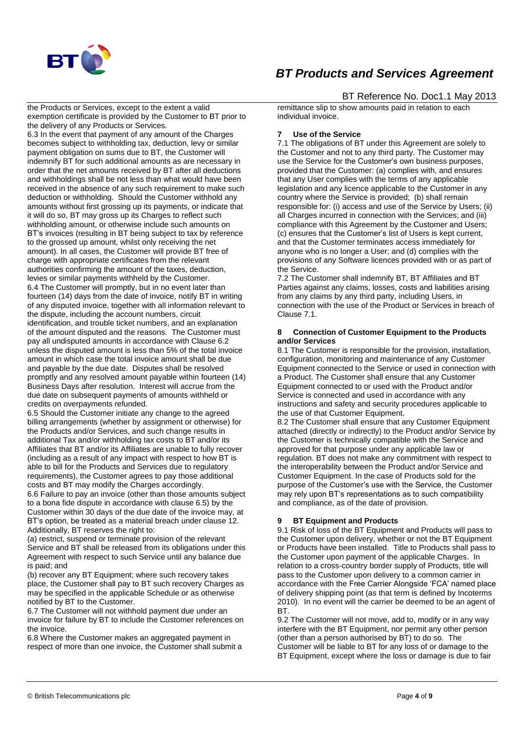the Products or Services, except to the extent a valid exemption certificate is provided by the Customer to BT prior to the delivery of any Products or Services.

6.3 In the event that payment of any amount of the Charges becomes subject to withholding tax, deduction, levy or similar payment obligation on sums due to BT, the Customer will indemnify BT for such additional amounts as are necessary in order that the net amounts received by BT after all deductions and withholdings shall be not less than what would have been received in the absence of any such requirement to make such deduction or withholding. Should the Customer withhold any amounts without first grossing up its payments, or indicate that it will do so, BT may gross up its Charges to reflect such withholding amount, or otherwise include such amounts on BT's invoices (resulting in BT being subject to tax by reference to the grossed up amount, whilst only receiving the net amount). In all cases, the Customer will provide BT free of charge with appropriate certificates from the relevant authorities confirming the amount of the taxes, deduction, levies or similar payments withheld by the Customer.

6.4 The Customer will promptly, but in no event later than fourteen (14) days from the date of invoice, notify BT in writing of any disputed invoice, together with all information relevant to the dispute, including the account numbers, circuit identification, and trouble ticket numbers, and an explanation of the amount disputed and the reasons. The Customer must pay all undisputed amounts in accordance with Clause 6.2 unless the disputed amount is less than 5% of the total invoice amount in which case the total invoice amount shall be due and payable by the due date. Disputes shall be resolved promptly and any resolved amount payable within fourteen (14) Business Days after resolution. Interest will accrue from the due date on subsequent payments of amounts withheld or credits on overpayments refunded.

6.5 Should the Customer initiate any change to the agreed billing arrangements (whether by assignment or otherwise) for the Products and/or Services, and such change results in additional Tax and/or withholding tax costs to BT and/or its Affiliates that BT and/or its Affiliates are unable to fully recover (including as a result of any impact with respect to how BT is able to bill for the Products and Services due to regulatory requirements), the Customer agrees to pay those additional costs and BT may modify the Charges accordingly.

6.6 Failure to pay an invoice (other than those amounts subject to a bona fide dispute in accordance with clause 6.5) by the Customer within 30 days of the due date of the invoice may, at BT's option, be treated as a material breach under clause 12. Additionally, BT reserves the right to:

(a) restrict, suspend or terminate provision of the relevant Service and BT shall be released from its obligations under this Agreement with respect to such Service until any balance due is paid; and

(b) recover any BT Equipment; where such recovery takes place, the Customer shall pay to BT such recovery Charges as may be specified in the applicable Schedule or as otherwise notified by BT to the Customer.

6.7 The Customer will not withhold payment due under an invoice for failure by BT to include the Customer references on the invoice.

6.8 Where the Customer makes an aggregated payment in respect of more than one invoice, the Customer shall submit a remittance slip to show amounts paid in relation to each individual invoice.

## 7 Use of the Service

7.1 The obligations of BT under this Agreement are solely to the Customer and not to any third party. The Customer may use the Service for the Customer's own business purposes, provided that the Customer: (a) complies with, and ensures that any User complies with the terms of any applicable legislation and any licence applicable to the Customer in any country where the Service is provided; (b) shall remain responsible for: (i) access and use of the Service by Users; (ii) all Charges incurred in connection with the Services; and (iii) compliance with this Agreement by the Customer and Users; (c) ensures that the Customer's list of Users is kept current, and that the Customer terminates access immediately for anyone who is no longer a User; and (d) complies with the provisions of any Software licences provided with or as part of the Service.

7.2 The Customer shall indemnify BT, BT Affiliates and BT Parties against any claims, losses, costs and liabilities arising from any claims by any third party, including Users, in connection with the use of the Product or Services in breach of Clause 7.1.

## 8 Connection of Customer Equipment to the Products and/or Services

8.1 The Customer is responsible for the provision, installation, configuration, monitoring and maintenance of any Customer Equipment connected to the Service or used in connection with a Product. The Customer shall ensure that any Customer Equipment connected to or used with the Product and/or Service is connected and used in accordance with any instructions and safety and security procedures applicable to the use of that Customer Equipment.

8.2 The Customer shall ensure that any Customer Equipment attached (directly or indirectly) to the Product and/or Service by the Customer is technically compatible with the Service and approved for that purpose under any applicable law or regulation. BT does not make any commitment with respect to the interoperability between the Product and/or Service and Customer Equipment. In the case of Products sold for the purpose of the Customer's use with the Service, the Customer may rely upon BT's representations as to such compatibility and compliance, as of the date of provision.

## 9 BT Equipment and Products

9.1 Risk of loss of the BT Equipment and Products will pass to the Customer upon delivery, whether or not the BT Equipment or Products have been installed. Title to Products shall pass to the Customer upon payment of the applicable Charges. In relation to a cross-country border supply of Products, title will pass to the Customer upon delivery to a common carrier in accordance with the Free Carrier Alongside 'FCA' named place of delivery shipping point (as that term is defined by Incoterms 2010). In no event will the carrier be deemed to be an agent of BT.

9.2 The Customer will not move, add to, modify or in any way interfere with the BT Equipment, nor permit any other person (other than a person authorised by BT) to do so. The Customer will be liable to BT for any loss of or damage to the BT Equipment, except where the loss or damage is due to fair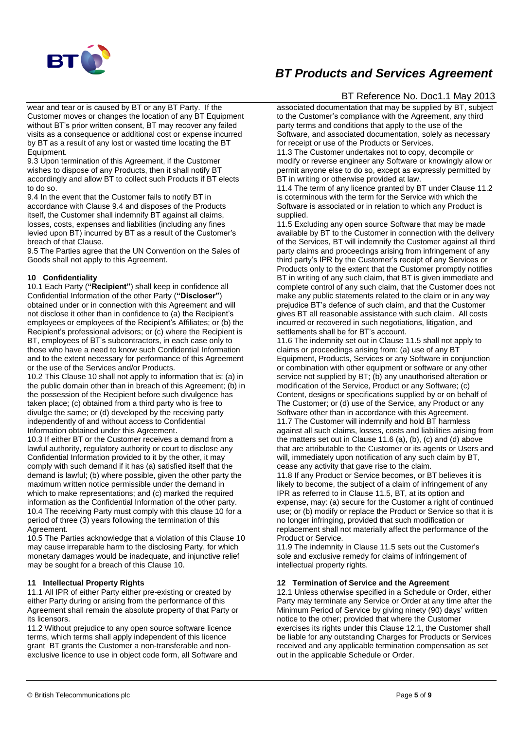wear and tear or is caused by BT or any BT Party. If the Customer moves or changes the location of any BT Equipment without BT's prior written consent, BT may recover any failed visits as a consequence or additional cost or expense incurred by BT as a result of any lost or wasted time locating the BT Equipment.

9.3 Upon termination of this Agreement, if the Customer wishes to dispose of any Products, then it shall notify BT accordingly and allow BT to collect such Products if BT elects to do so.

9.4 In the event that the Customer fails to notify BT in accordance with Clause 9.4 and disposes of the Products itself, the Customer shall indemnify BT against all claims, losses, costs, expenses and liabilities (including any fines levied upon BT) incurred by BT as a result of the Customer's breach of that Clause.

9.5 The Parties agree that the UN Convention on the Sales of Goods shall not apply to this Agreement.

### 10 Confidentiality

10.1 Each Party (**"Recipient"**) shall keep in confidence all Confidential Information of the other Party (**"Discloser"**) obtained under or in connection with this Agreement and will not disclose it other than in confidence to (a) the Recipient's employees or employees of the Recipient's Affiliates; or (b) the Recipient's professional advisors; or (c) where the Recipient is BT, employees of BT's subcontractors, in each case only to those who have a need to know such Confidential Information and to the extent necessary for performance of this Agreement or the use of the Services and/or Products.

10.2 This Clause 10 shall not apply to information that is: (a) in the public domain other than in breach of this Agreement; (b) in the possession of the Recipient before such divulgence has taken place; (c) obtained from a third party who is free to divulge the same; or (d) developed by the receiving party independently of and without access to Confidential Information obtained under this Agreement.

10.3 If either BT or the Customer receives a demand from a lawful authority, regulatory authority or court to disclose any Confidential Information provided to it by the other, it may comply with such demand if it has (a) satisfied itself that the demand is lawful; (b) where possible, given the other party the maximum written notice permissible under the demand in which to make representations; and (c) marked the required information as the Confidential Information of the other party.

10.4 The receiving Party must comply with this clause 10 for a period of three (3) years following the termination of this Agreement.

10.5 The Parties acknowledge that a violation of this Clause 10 may cause irreparable harm to the disclosing Party, for which monetary damages would be inadequate, and injunctive relief may be sought for a breach of this Clause 10.

### 11 Intellectual Property Rights

11.1 All IPR of either Party either pre-existing or created by either Party during or arising from the performance of this Agreement shall remain the absolute property of that Party or its licensors.

11.2 Without prejudice to any open source software licence terms, which terms shall apply independent of this licence grant BT grants the Customer a non-transferable and non-exclusive licence to use in object code form, all Software and associated documentation that may be supplied by BT, subject to the Customer's compliance with the Agreement, any third party terms and conditions that apply to the use of the Software, and associated documentation, solely as necessary for receipt or use of the Products or Services.

11.3 The Customer undertakes not to copy, decompile or modify or reverse engineer any Software or knowingly allow or permit anyone else to do so, except as expressly permitted by BT in writing or otherwise provided at law.

11.4 The term of any licence granted by BT under Clause 11.2 is coterminous with the term for the Service with which the Software is associated or in relation to which any Product is supplied.

11.5 Excluding any open source Software that may be made available by BT to the Customer in connection with the delivery of the Services, BT will indemnify the Customer against all third party claims and proceedings arising from infringement of any third party's IPR by the Customer's receipt of any Services or Products only to the extent that the Customer promptly notifies BT in writing of any such claim, that BT is given immediate and complete control of any such claim, that the Customer does not make any public statements related to the claim or in any way prejudice BT's defence of such claim, and that the Customer gives BT all reasonable assistance with such claim. All costs incurred or recovered in such negotiations, litigation, and settlements shall be for BT's account.

11.6 The indemnity set out in Clause 11.5 shall not apply to claims or proceedings arising from: (a) use of any BT Equipment, Products, Services or any Software in conjunction or combination with other equipment or software or any other service not supplied by BT; (b) any unauthorised alteration or modification of the Service, Product or any Software; (c) Content, designs or specifications supplied by or on behalf of The Customer; or (d) use of the Service, any Product or any Software other than in accordance with this Agreement.

11.7 The Customer will indemnify and hold BT harmless against all such claims, losses, costs and liabilities arising from the matters set out in Clause 11.6 (a), (b), (c) and (d) above that are attributable to the Customer or its agents or Users and will, immediately upon notification of any such claim by BT, cease any activity that gave rise to the claim.

11.8 If any Product or Service becomes, or BT believes it is likely to become, the subject of a claim of infringement of any IPR as referred to in Clause 11.5, BT, at its option and expense, may: (a) secure for the Customer a right of continued use; or (b) modify or replace the Product or Service so that it is no longer infringing, provided that such modification or replacement shall not materially affect the performance of the Product or Service.

11.9 The indemnity in Clause 11.5 sets out the Customer's sole and exclusive remedy for claims of infringement of intellectual property rights.

### 12 Termination of Service and the Agreement

12.1 Unless otherwise specified in a Schedule or Order, either Party may terminate any Service or Order at any time after the Minimum Period of Service by giving ninety (90) days' written notice to the other; provided that where the Customer exercises its rights under this Clause 12.1, the Customer shall be liable for any outstanding Charges for Products or Services received and any applicable termination compensation as set out in the applicable Schedule or Order.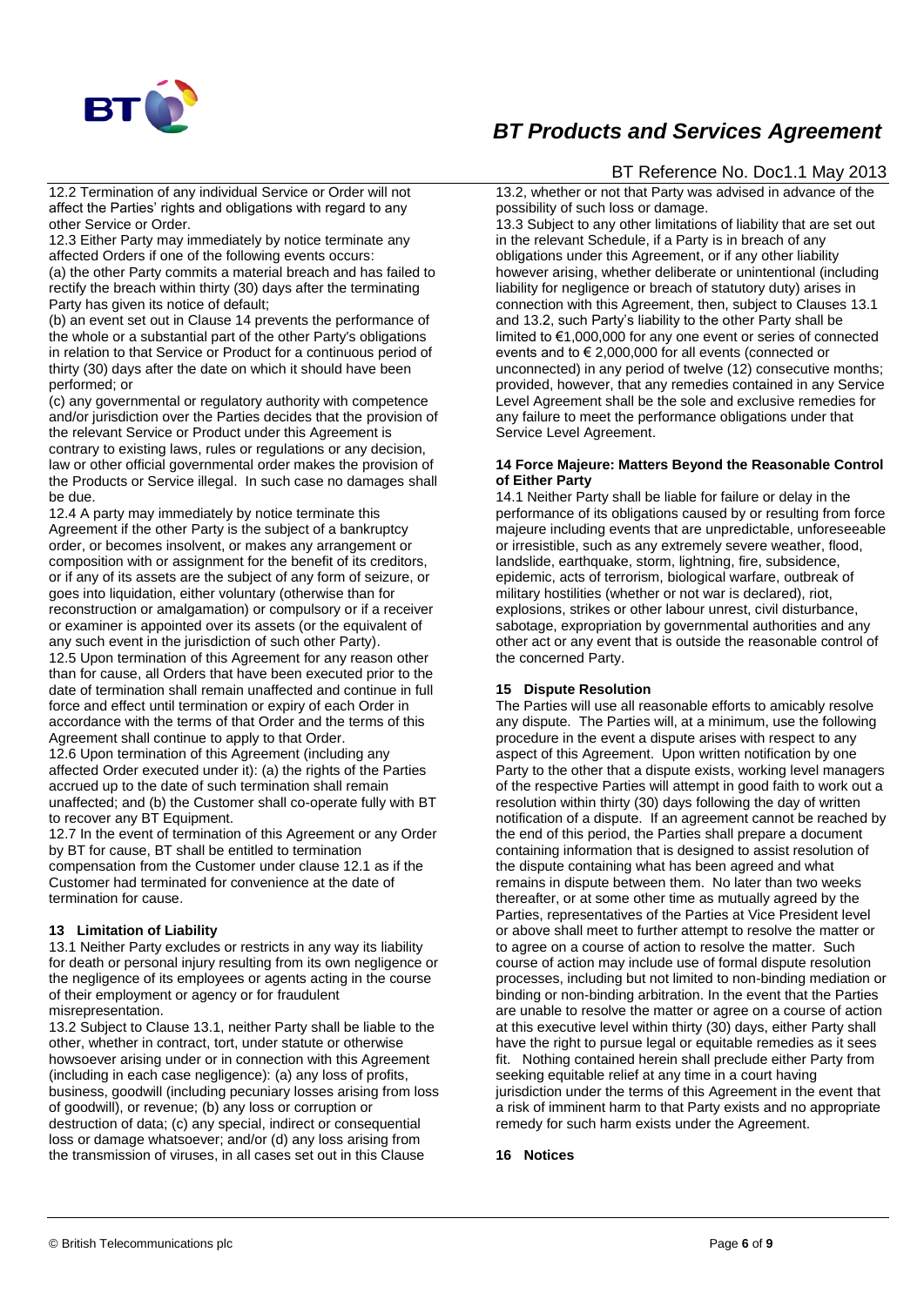12.2 Termination of any individual Service or Order will not affect the Parties' rights and obligations with regard to any other Service or Order.

12.3 Either Party may immediately by notice terminate any affected Orders if one of the following events occurs:

(a) the other Party commits a material breach and has failed to rectify the breach within thirty (30) days after the terminating Party has given its notice of default;

(b) an event set out in Clause 14 prevents the performance of the whole or a substantial part of the other Party's obligations in relation to that Service or Product for a continuous period of thirty (30) days after the date on which it should have been performed; or

(c) any governmental or regulatory authority with competence and/or jurisdiction over the Parties decides that the provision of the relevant Service or Product under this Agreement is contrary to existing laws, rules or regulations or any decision, law or other official governmental order makes the provision of the Products or Service illegal. In such case no damages shall be due.

12.4 A party may immediately by notice terminate this Agreement if the other Party is the subject of a bankruptcy order, or becomes insolvent, or makes any arrangement or composition with or assignment for the benefit of its creditors, or if any of its assets are the subject of any form of seizure, or goes into liquidation, either voluntary (otherwise than for reconstruction or amalgamation) or compulsory or if a receiver or examiner is appointed over its assets (or the equivalent of any such event in the jurisdiction of such other Party).

12.5 Upon termination of this Agreement for any reason other than for cause, all Orders that have been executed prior to the date of termination shall remain unaffected and continue in full force and effect until termination or expiry of each Order in accordance with the terms of that Order and the terms of this Agreement shall continue to apply to that Order.

12.6 Upon termination of this Agreement (including any affected Order executed under it): (a) the rights of the Parties accrued up to the date of such termination shall remain unaffected; and (b) the Customer shall co-operate fully with BT to recover any BT Equipment.

12.7 In the event of termination of this Agreement or any Order by BT for cause, BT shall be entitled to termination compensation from the Customer under clause 12.1 as if the Customer had terminated for convenience at the date of termination for cause.

## 13 Limitation of Liability

13.1 Neither Party excludes or restricts in any way its liability for death or personal injury resulting from its own negligence or the negligence of its employees or agents acting in the course of their employment or agency or for fraudulent misrepresentation.

13.2 Subject to Clause 13.1, neither Party shall be liable to the other, whether in contract, tort, under statute or otherwise howsoever arising under or in connection with this Agreement (including in each case negligence): (a) any loss of profits, business, goodwill (including pecuniary losses arising from loss of goodwill), or revenue; (b) any loss or corruption or destruction of data; (c) any special, indirect or consequential loss or damage whatsoever; and/or (d) any loss arising from the transmission of viruses, in all cases set out in this Clause 13.2, whether or not that Party was advised in advance of the possibility of such loss or damage.

13.3 Subject to any other limitations of liability that are set out in the relevant Schedule, if a Party is in breach of any obligations under this Agreement, or if any other liability however arising, whether deliberate or unintentional (including liability for negligence or breach of statutory duty) arises in connection with this Agreement, then, subject to Clauses 13.1 and 13.2, such Party's liability to the other Party shall be limited to €1,000,000 for any one event or series of connected events and to € 2,000,000 for all events (connected or unconnected) in any period of twelve (12) consecutive months; provided, however, that any remedies contained in any Service Level Agreement shall be the sole and exclusive remedies for any failure to meet the performance obligations under that Service Level Agreement.

## 14 Force Majeure: Matters Beyond the Reasonable Control of Either Party

14.1 Neither Party shall be liable for failure or delay in the performance of its obligations caused by or resulting from force majeure including events that are unpredictable, unforeseeable or irresistible, such as any extremely severe weather, flood, landslide, earthquake, storm, lightning, fire, subsidence, epidemic, acts of terrorism, biological warfare, outbreak of military hostilities (whether or not war is declared), riot, explosions, strikes or other labour unrest, civil disturbance, sabotage, expropriation by governmental authorities and any other act or any event that is outside the reasonable control of the concerned Party.

## 15 Dispute Resolution

The Parties will use all reasonable efforts to amicably resolve any dispute. The Parties will, at a minimum, use the following procedure in the event a dispute arises with respect to any aspect of this Agreement. Upon written notification by one Party to the other that a dispute exists, working level managers of the respective Parties will attempt in good faith to work out a resolution within thirty (30) days following the day of written notification of a dispute. If an agreement cannot be reached by the end of this period, the Parties shall prepare a document containing information that is designed to assist resolution of the dispute containing what has been agreed and what remains in dispute between them. No later than two weeks thereafter, or at some other time as mutually agreed by the Parties, representatives of the Parties at Vice President level or above shall meet to further attempt to resolve the matter or to agree on a course of action to resolve the matter. Such course of action may include use of formal dispute resolution processes, including but not limited to non-binding mediation or binding or non-binding arbitration. In the event that the Parties are unable to resolve the matter or agree on a course of action at this executive level within thirty (30) days, either Party shall have the right to pursue legal or equitable remedies as it sees fit. Nothing contained herein shall preclude either Party from seeking equitable relief at any time in a court having jurisdiction under the terms of this Agreement in the event that a risk of imminent harm to that Party exists and no appropriate remedy for such harm exists under the Agreement.

## 16 Notices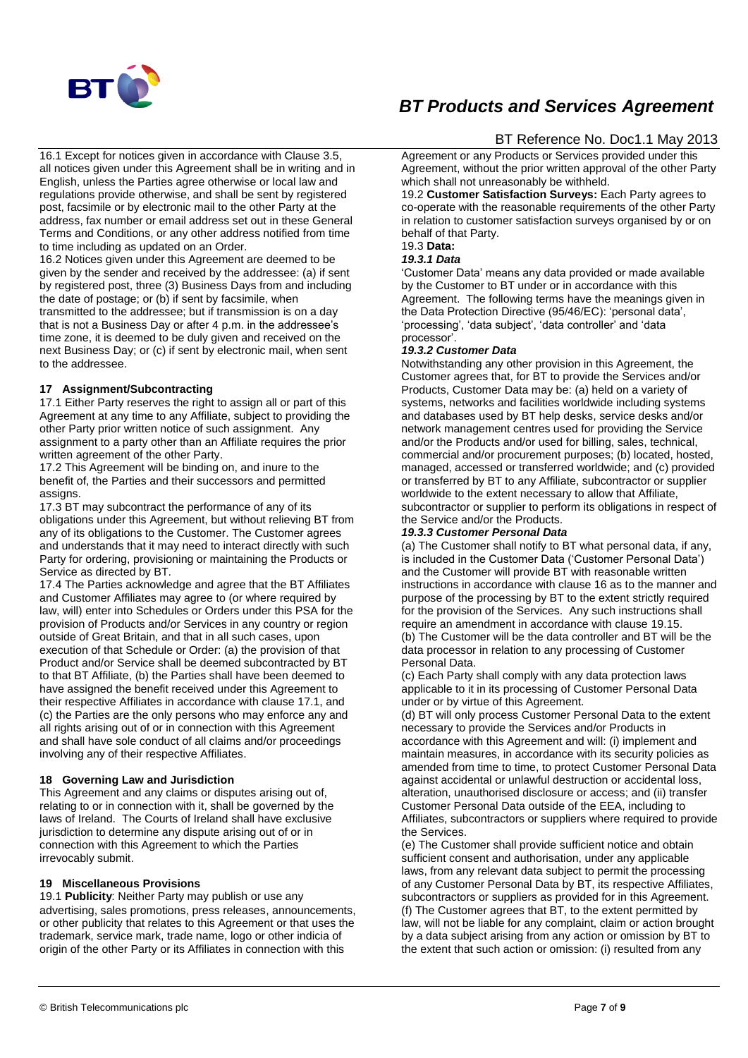16.1 Except for notices given in accordance with Clause 3.5, all notices given under this Agreement shall be in writing and in English, unless the Parties agree otherwise or local law and regulations provide otherwise, and shall be sent by registered post, facsimile or by electronic mail to the other Party at the address, fax number or email address set out in these General Terms and Conditions, or any other address notified from time to time including as updated on an Order.

16.2 Notices given under this Agreement are deemed to be given by the sender and received by the addressee: (a) if sent by registered post, three (3) Business Days from and including the date of postage; or (b) if sent by facsimile, when transmitted to the addressee; but if transmission is on a day that is not a Business Day or after 4 p.m. in the addressee's time zone, it is deemed to be duly given and received on the next Business Day; or (c) if sent by electronic mail, when sent to the addressee.

## 17 Assignment/Subcontracting

17.1 Either Party reserves the right to assign all or part of this Agreement at any time to any Affiliate, subject to providing the other Party prior written notice of such assignment. Any assignment to a party other than an Affiliate requires the prior written agreement of the other Party.

17.2 This Agreement will be binding on, and inure to the benefit of, the Parties and their successors and permitted assigns.

17.3 BT may subcontract the performance of any of its obligations under this Agreement, but without relieving BT from any of its obligations to the Customer. The Customer agrees and understands that it may need to interact directly with such Party for ordering, provisioning or maintaining the Products or Service as directed by BT.

17.4 The Parties acknowledge and agree that the BT Affiliates and Customer Affiliates may agree to (or where required by law, will) enter into Schedules or Orders under this PSA for the provision of Products and/or Services in any country or region outside of Great Britain, and that in all such cases, upon execution of that Schedule or Order: (a) the provision of that Product and/or Service shall be deemed subcontracted by BT to that BT Affiliate, (b) the Parties shall have been deemed to have assigned the benefit received under this Agreement to their respective Affiliates in accordance with clause 17.1, and (c) the Parties are the only persons who may enforce any and all rights arising out of or in connection with this Agreement and shall have sole conduct of all claims and/or proceedings involving any of their respective Affiliates.

## 18 Governing Law and Jurisdiction

This Agreement and any claims or disputes arising out of, relating to or in connection with it, shall be governed by the laws of Ireland. The Courts of Ireland shall have exclusive jurisdiction to determine any dispute arising out of or in connection with this Agreement to which the Parties irrevocably submit.

## 19 Miscellaneous Provisions

19.1 **Publicity**: Neither Party may publish or use any advertising, sales promotions, press releases, announcements, or other publicity that relates to this Agreement or that uses the trademark, service mark, trade name, logo or other indicia of origin of the other Party or its Affiliates in connection with this Agreement or any Products or Services provided under this Agreement, without the prior written approval of the other Party which shall not unreasonably be withheld.

19.2 **Customer Satisfaction Surveys:** Each Party agrees to co-operate with the reasonable requirements of the other Party in relation to customer satisfaction surveys organised by or on behalf of that Party.

19.3 **Data:**

***19.3.1 Data***

'Customer Data' means any data provided or made available by the Customer to BT under or in accordance with this Agreement. The following terms have the meanings given in the Data Protection Directive (95/46/EC): 'personal data', 'processing', 'data subject', 'data controller' and 'data processor'.

***19.3.2 Customer Data***

Notwithstanding any other provision in this Agreement, the Customer agrees that, for BT to provide the Services and/or Products, Customer Data may be: (a) held on a variety of systems, networks and facilities worldwide including systems and databases used by BT help desks, service desks and/or network management centres used for providing the Service and/or the Products and/or used for billing, sales, technical, commercial and/or procurement purposes; (b) located, hosted, managed, accessed or transferred worldwide; and (c) provided or transferred by BT to any Affiliate, subcontractor or supplier worldwide to the extent necessary to allow that Affiliate, subcontractor or supplier to perform its obligations in respect of the Service and/or the Products.

***19.3.3 Customer Personal Data***

(a) The Customer shall notify to BT what personal data, if any, is included in the Customer Data ('Customer Personal Data') and the Customer will provide BT with reasonable written instructions in accordance with clause 16 as to the manner and purpose of the processing by BT to the extent strictly required for the provision of the Services. Any such instructions shall require an amendment in accordance with clause 19.15.

(b) The Customer will be the data controller and BT will be the data processor in relation to any processing of Customer Personal Data.

(c) Each Party shall comply with any data protection laws applicable to it in its processing of Customer Personal Data under or by virtue of this Agreement.

(d) BT will only process Customer Personal Data to the extent necessary to provide the Services and/or Products in accordance with this Agreement and will: (i) implement and maintain measures, in accordance with its security policies as amended from time to time, to protect Customer Personal Data against accidental or unlawful destruction or accidental loss, alteration, unauthorised disclosure or access; and (ii) transfer Customer Personal Data outside of the EEA, including to Affiliates, subcontractors or suppliers where required to provide the Services.

(e) The Customer shall provide sufficient notice and obtain sufficient consent and authorisation, under any applicable laws, from any relevant data subject to permit the processing of any Customer Personal Data by BT, its respective Affiliates, subcontractors or suppliers as provided for in this Agreement.

(f) The Customer agrees that BT, to the extent permitted by law, will not be liable for any complaint, claim or action brought by a data subject arising from any action or omission by BT to the extent that such action or omission: (i) resulted from any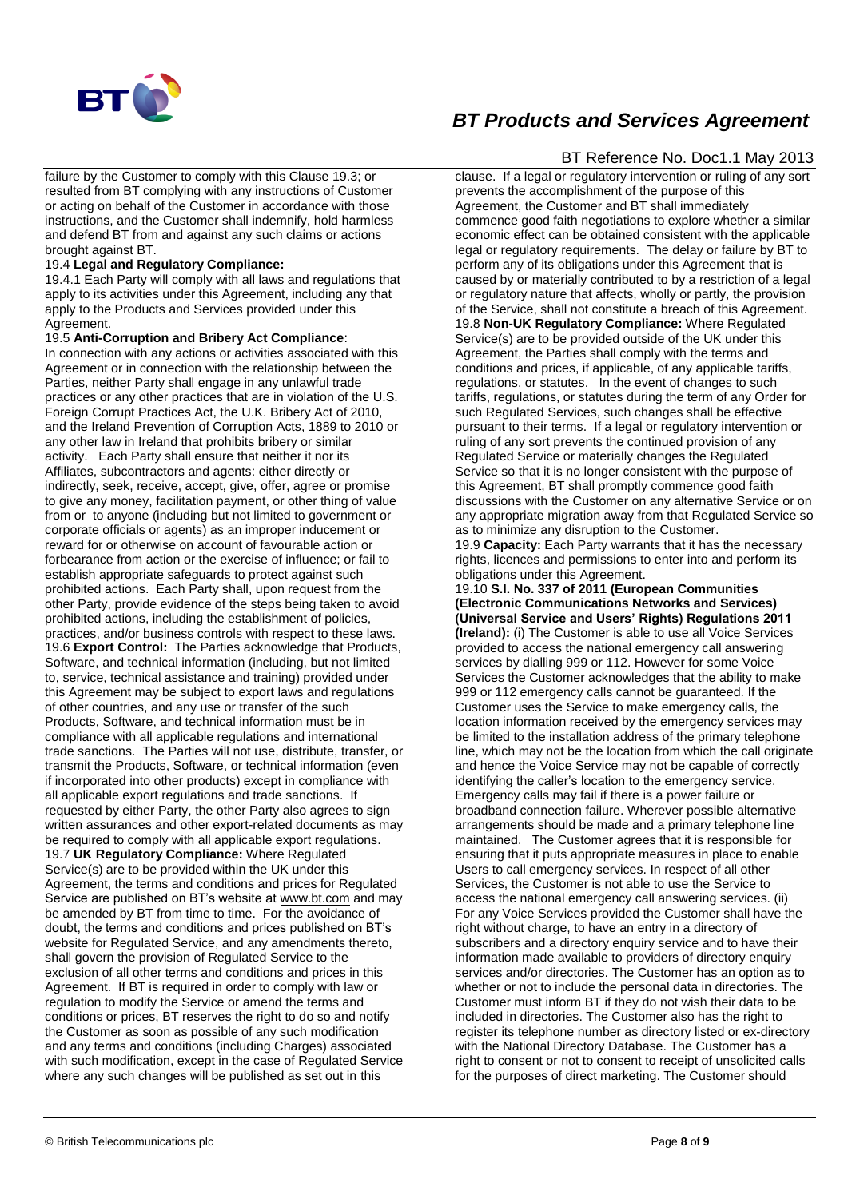failure by the Customer to comply with this Clause 19.3; or resulted from BT complying with any instructions of Customer or acting on behalf of the Customer in accordance with those instructions, and the Customer shall indemnify, hold harmless and defend BT from and against any such claims or actions brought against BT.

19.4 **Legal and Regulatory Compliance:**

19.4.1 Each Party will comply with all laws and regulations that apply to its activities under this Agreement, including any that apply to the Products and Services provided under this Agreement.

19.5 **Anti-Corruption and Bribery Act Compliance**:

In connection with any actions or activities associated with this Agreement or in connection with the relationship between the Parties, neither Party shall engage in any unlawful trade practices or any other practices that are in violation of the U.S. Foreign Corrupt Practices Act, the U.K. Bribery Act of 2010, and the Ireland Prevention of Corruption Acts, 1889 to 2010 or any other law in Ireland that prohibits bribery or similar activity. Each Party shall ensure that neither it nor its Affiliates, subcontractors and agents: either directly or indirectly, seek, receive, accept, give, offer, agree or promise to give any money, facilitation payment, or other thing of value from or to anyone (including but not limited to government or corporate officials or agents) as an improper inducement or reward for or otherwise on account of favourable action or forbearance from action or the exercise of influence; or fail to establish appropriate safeguards to protect against such prohibited actions. Each Party shall, upon request from the other Party, provide evidence of the steps being taken to avoid prohibited actions, including the establishment of policies, practices, and/or business controls with respect to these laws.

19.6 **Export Control:** The Parties acknowledge that Products, Software, and technical information (including, but not limited to, service, technical assistance and training) provided under this Agreement may be subject to export laws and regulations of other countries, and any use or transfer of the such Products, Software, and technical information must be in compliance with all applicable regulations and international trade sanctions. The Parties will not use, distribute, transfer, or transmit the Products, Software, or technical information (even if incorporated into other products) except in compliance with all applicable export regulations and trade sanctions. If requested by either Party, the other Party also agrees to sign written assurances and other export-related documents as may be required to comply with all applicable export regulations.

19.7 **UK Regulatory Compliance:** Where Regulated Service(s) are to be provided within the UK under this Agreement, the terms and conditions and prices for Regulated Service are published on BT's website at www.bt.com and may be amended by BT from time to time. For the avoidance of doubt, the terms and conditions and prices published on BT's website for Regulated Service, and any amendments thereto, shall govern the provision of Regulated Service to the exclusion of all other terms and conditions and prices in this Agreement. If BT is required in order to comply with law or regulation to modify the Service or amend the terms and conditions or prices, BT reserves the right to do so and notify the Customer as soon as possible of any such modification and any terms and conditions (including Charges) associated with such modification, except in the case of Regulated Service where any such changes will be published as set out in this clause. If a legal or regulatory intervention or ruling of any sort prevents the accomplishment of the purpose of this Agreement, the Customer and BT shall immediately commence good faith negotiations to explore whether a similar economic effect can be obtained consistent with the applicable legal or regulatory requirements. The delay or failure by BT to perform any of its obligations under this Agreement that is caused by or materially contributed to by a restriction of a legal or regulatory nature that affects, wholly or partly, the provision of the Service, shall not constitute a breach of this Agreement.

19.8 **Non-UK Regulatory Compliance:** Where Regulated Service(s) are to be provided outside of the UK under this Agreement, the Parties shall comply with the terms and conditions and prices, if applicable, of any applicable tariffs, regulations, or statutes. In the event of changes to such tariffs, regulations, or statutes during the term of any Order for such Regulated Services, such changes shall be effective pursuant to their terms. If a legal or regulatory intervention or ruling of any sort prevents the continued provision of any Regulated Service or materially changes the Regulated Service so that it is no longer consistent with the purpose of this Agreement, BT shall promptly commence good faith discussions with the Customer on any alternative Service or on any appropriate migration away from that Regulated Service so as to minimize any disruption to the Customer.

19.9 **Capacity:** Each Party warrants that it has the necessary rights, licences and permissions to enter into and perform its obligations under this Agreement.

19.10 **S.I. No. 337 of 2011 (European Communities (Electronic Communications Networks and Services) (Universal Service and Users' Rights) Regulations 2011 (Ireland):** (i) The Customer is able to use all Voice Services provided to access the national emergency call answering services by dialling 999 or 112. However for some Voice Services the Customer acknowledges that the ability to make 999 or 112 emergency calls cannot be guaranteed. If the Customer uses the Service to make emergency calls, the location information received by the emergency services may be limited to the installation address of the primary telephone line, which may not be the location from which the call originate and hence the Voice Service may not be capable of correctly identifying the caller's location to the emergency service. Emergency calls may fail if there is a power failure or broadband connection failure. Wherever possible alternative arrangements should be made and a primary telephone line maintained. The Customer agrees that it is responsible for ensuring that it puts appropriate measures in place to enable Users to call emergency services. In respect of all other Services, the Customer is not able to use the Service to access the national emergency call answering services. (ii) For any Voice Services provided the Customer shall have the right without charge, to have an entry in a directory of subscribers and a directory enquiry service and to have their information made available to providers of directory enquiry services and/or directories. The Customer has an option as to whether or not to include the personal data in directories. The Customer must inform BT if they do not wish their data to be included in directories. The Customer also has the right to register its telephone number as directory listed or ex-directory with the National Directory Database. The Customer has a right to consent or not to consent to receipt of unsolicited calls for the purposes of direct marketing. The Customer should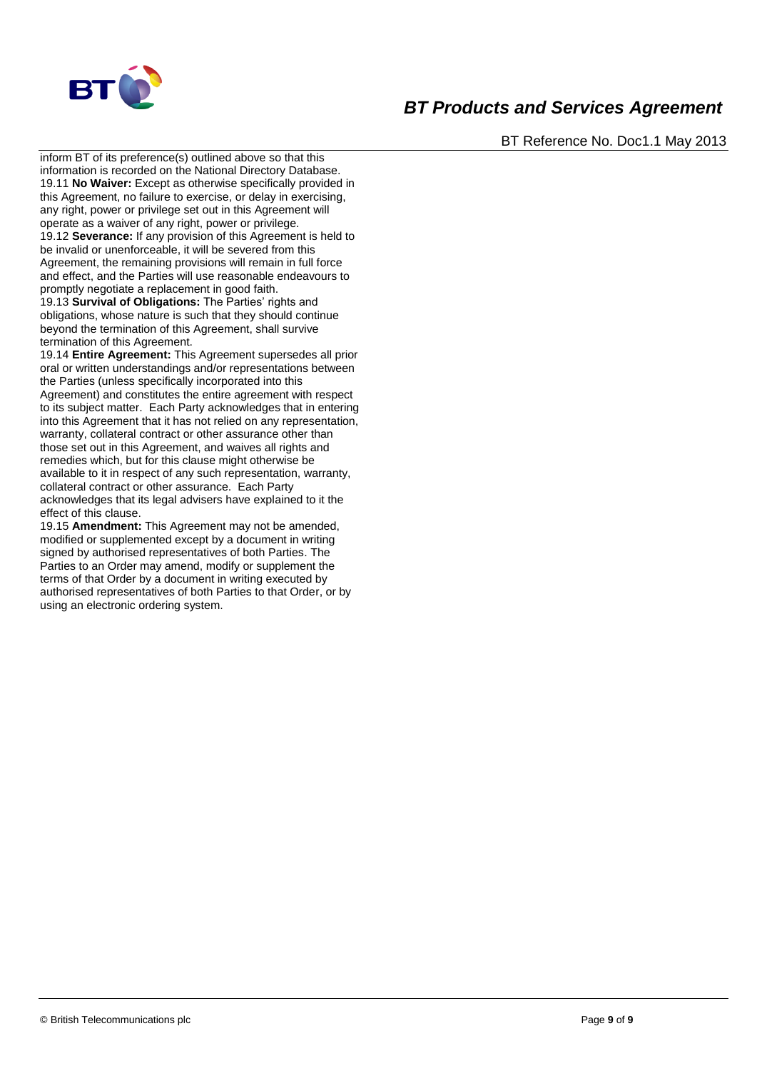inform BT of its preference(s) outlined above so that this information is recorded on the National Directory Database.

19.11 **No Waiver:** Except as otherwise specifically provided in this Agreement, no failure to exercise, or delay in exercising, any right, power or privilege set out in this Agreement will operate as a waiver of any right, power or privilege.

19.12 **Severance:** If any provision of this Agreement is held to be invalid or unenforceable, it will be severed from this Agreement, the remaining provisions will remain in full force and effect, and the Parties will use reasonable endeavours to promptly negotiate a replacement in good faith.

19.13 **Survival of Obligations:** The Parties' rights and obligations, whose nature is such that they should continue beyond the termination of this Agreement, shall survive termination of this Agreement.

19.14 **Entire Agreement:** This Agreement supersedes all prior oral or written understandings and/or representations between the Parties (unless specifically incorporated into this Agreement) and constitutes the entire agreement with respect to its subject matter. Each Party acknowledges that in entering into this Agreement that it has not relied on any representation, warranty, collateral contract or other assurance other than those set out in this Agreement, and waives all rights and remedies which, but for this clause might otherwise be available to it in respect of any such representation, warranty, collateral contract or other assurance. Each Party acknowledges that its legal advisers have explained to it the effect of this clause.

19.15 **Amendment:** This Agreement may not be amended, modified or supplemented except by a document in writing signed by authorised representatives of both Parties. The Parties to an Order may amend, modify or supplement the terms of that Order by a document in writing executed by authorised representatives of both Parties to that Order, or by using an electronic ordering system.